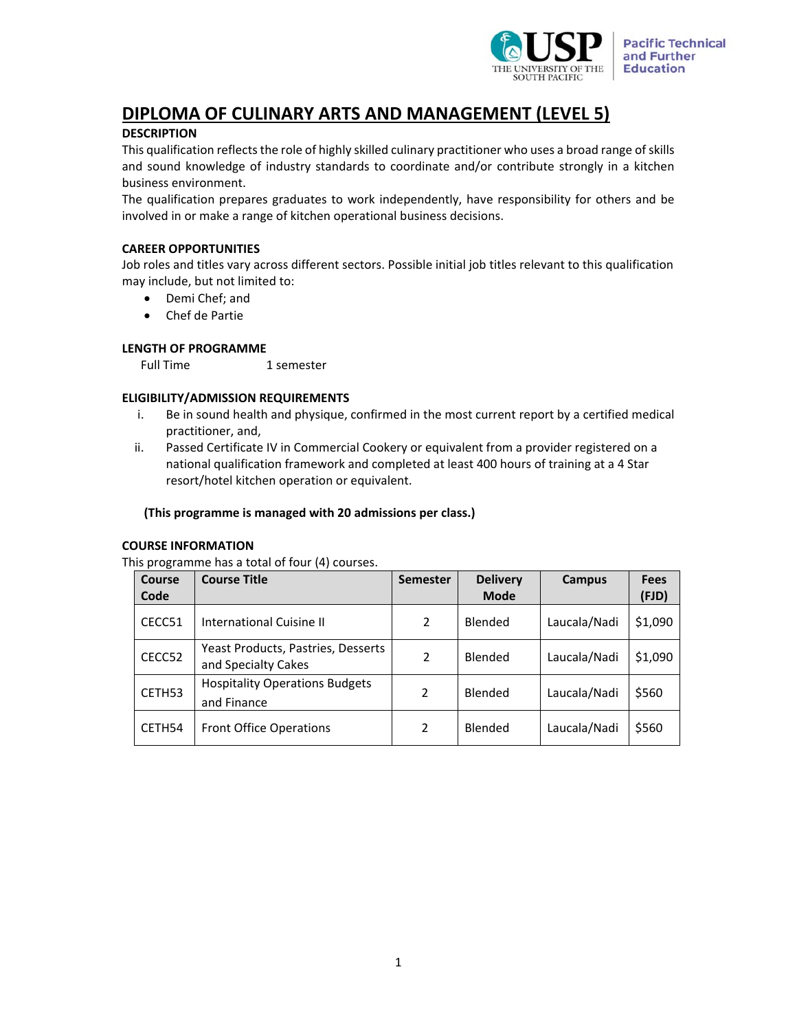# DIPLOMA OF CULINARY ARTS AND MANAGEMENT (LEVEL 5)

## DESCRIPTION

This qualification reflects the role of highly skilled culinary practitioner who uses a broad range of skills and sound knowledge of industry standards to coordinate and/or contribute strongly in a kitchen business environment.

The qualification prepares graduates to work independently, have responsibility for others and be involved in or make a range of kitchen operational business decisions.

## CAREER OPPORTUNITIES

Job roles and titles vary across different sectors. Possible initial job titles relevant to this qualification may include, but not limited to:

- Demi Chef; and
- Chef de Partie

## LENGTH OF PROGRAMME

Full Time 1 semester

## ELIGIBILITY/ADMISSION REQUIREMENTS

i. Be in sound health and physique, confirmed in the most current report by a certified medical practitioner, and,

ii. Passed Certificate IV in Commercial Cookery or equivalent from a provider registered on a national qualification framework and completed at least 400 hours of training at a 4 Star resort/hotel kitchen operation or equivalent.

**(This programme is managed with 20 admissions per class.)**

## COURSE INFORMATION

This programme has a total of four (4) courses.

| Course Code | Course Title | Semester | Delivery Mode | Campus | Fees (FJD) |
|---|---|---|---|---|---|
| CECC51 | International Cuisine II | 2 | Blended | Laucala/Nadi | $1,090 |
| CECC52 | Yeast Products, Pastries, Desserts and Specialty Cakes | 2 | Blended | Laucala/Nadi | $1,090 |
| CETH53 | Hospitality Operations Budgets and Finance | 2 | Blended | Laucala/Nadi | $560 |
| CETH54 | Front Office Operations | 2 | Blended | Laucala/Nadi | $560 |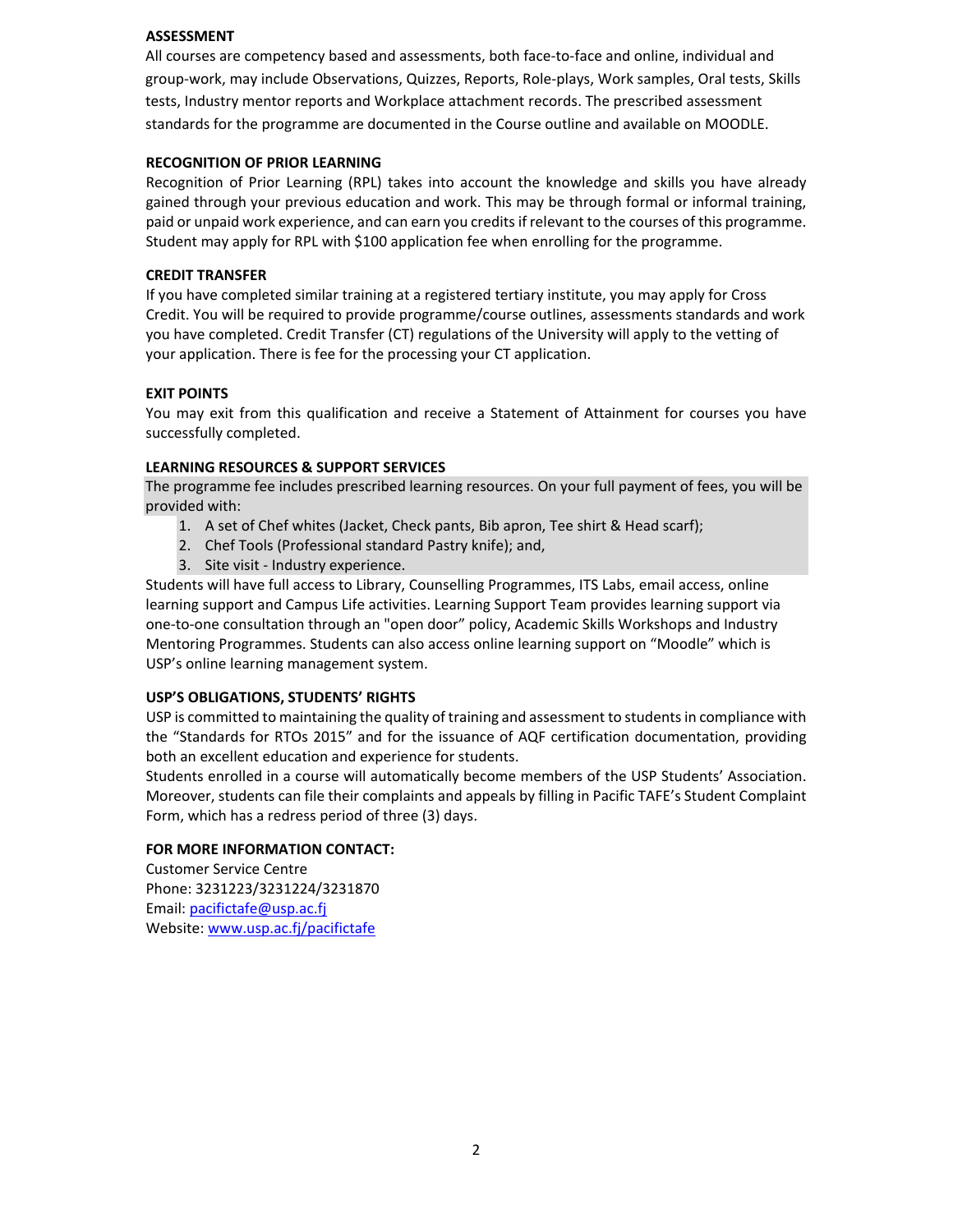**ASSESSMENT**

All courses are competency based and assessments, both face-to-face and online, individual and group-work, may include Observations, Quizzes, Reports, Role-plays, Work samples, Oral tests, Skills tests, Industry mentor reports and Workplace attachment records. The prescribed assessment standards for the programme are documented in the Course outline and available on MOODLE.

**RECOGNITION OF PRIOR LEARNING**

Recognition of Prior Learning (RPL) takes into account the knowledge and skills you have already gained through your previous education and work. This may be through formal or informal training, paid or unpaid work experience, and can earn you credits if relevant to the courses of this programme. Student may apply for RPL with $100 application fee when enrolling for the programme.

**CREDIT TRANSFER**

If you have completed similar training at a registered tertiary institute, you may apply for Cross Credit. You will be required to provide programme/course outlines, assessments standards and work you have completed. Credit Transfer (CT) regulations of the University will apply to the vetting of your application. There is fee for the processing your CT application.

**EXIT POINTS**

You may exit from this qualification and receive a Statement of Attainment for courses you have successfully completed.

**LEARNING RESOURCES & SUPPORT SERVICES**

The programme fee includes prescribed learning resources. On your full payment of fees, you will be provided with:

1. A set of Chef whites (Jacket, Check pants, Bib apron, Tee shirt & Head scarf);
2. Chef Tools (Professional standard Pastry knife); and,
3. Site visit - Industry experience.

Students will have full access to Library, Counselling Programmes, ITS Labs, email access, online learning support and Campus Life activities. Learning Support Team provides learning support via one-to-one consultation through an "open door" policy, Academic Skills Workshops and Industry Mentoring Programmes. Students can also access online learning support on "Moodle" which is USP's online learning management system.

**USP'S OBLIGATIONS, STUDENTS' RIGHTS**

USP is committed to maintaining the quality of training and assessment to students in compliance with the "Standards for RTOs 2015" and for the issuance of AQF certification documentation, providing both an excellent education and experience for students.

Students enrolled in a course will automatically become members of the USP Students' Association. Moreover, students can file their complaints and appeals by filling in Pacific TAFE's Student Complaint Form, which has a redress period of three (3) days.

**FOR MORE INFORMATION CONTACT:**

Customer Service Centre
Phone: 3231223/3231224/3231870
Email: pacifictafe@usp.ac.fj
Website: www.usp.ac.fj/pacifictafe